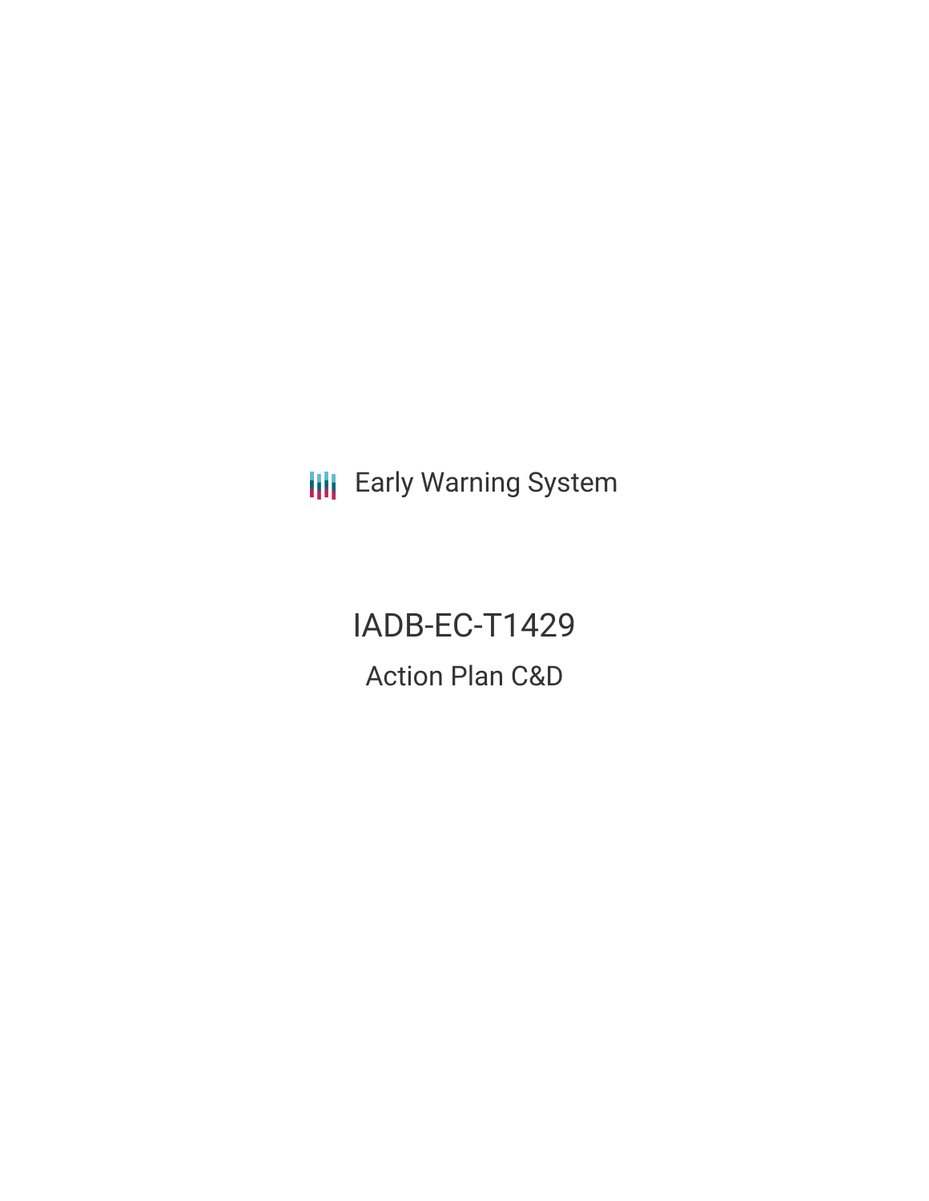Early Warning System

# IADB-EC-T1429

## Action Plan C&D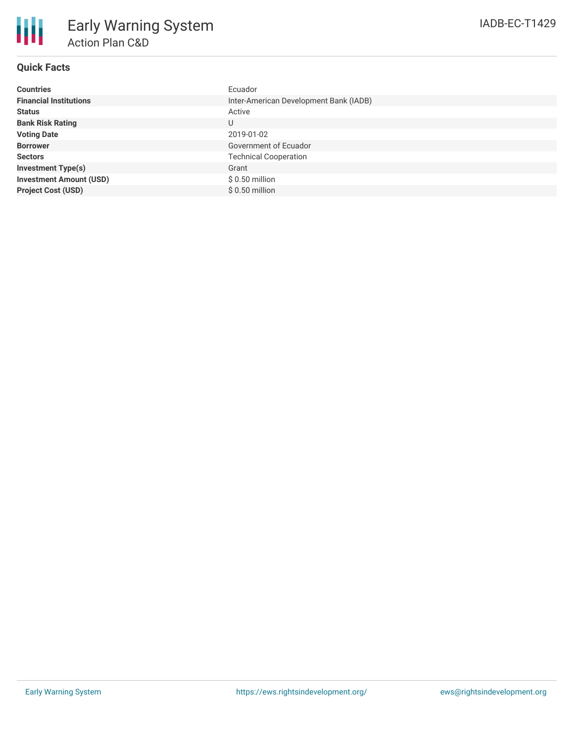# Early Warning System

## Action Plan C&D

IADB-EC-T1429

### Quick Facts

| | |
|---|---|
| **Countries** | Ecuador |
| **Financial Institutions** | Inter-American Development Bank (IADB) |
| **Status** | Active |
| **Bank Risk Rating** | U |
| **Voting Date** | 2019-01-02 |
| **Borrower** | Government of Ecuador |
| **Sectors** | Technical Cooperation |
| **Investment Type(s)** | Grant |
| **Investment Amount (USD)** | $ 0.50 million |
| **Project Cost (USD)** | $ 0.50 million |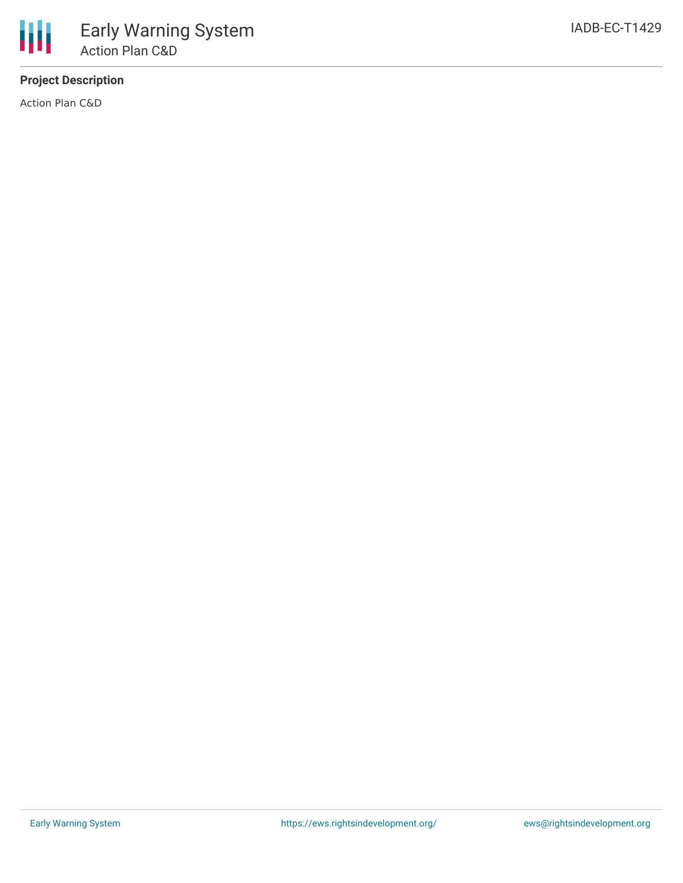**Project Description**

Action Plan C&D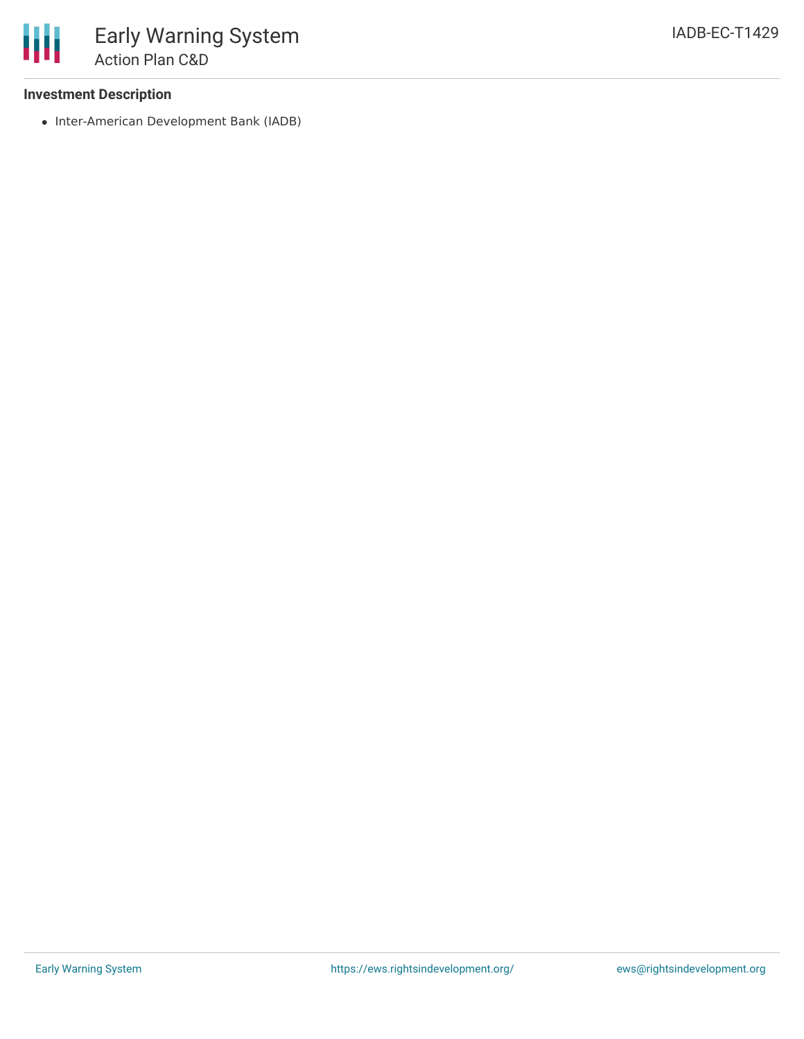### Investment Description

- Inter-American Development Bank (IADB)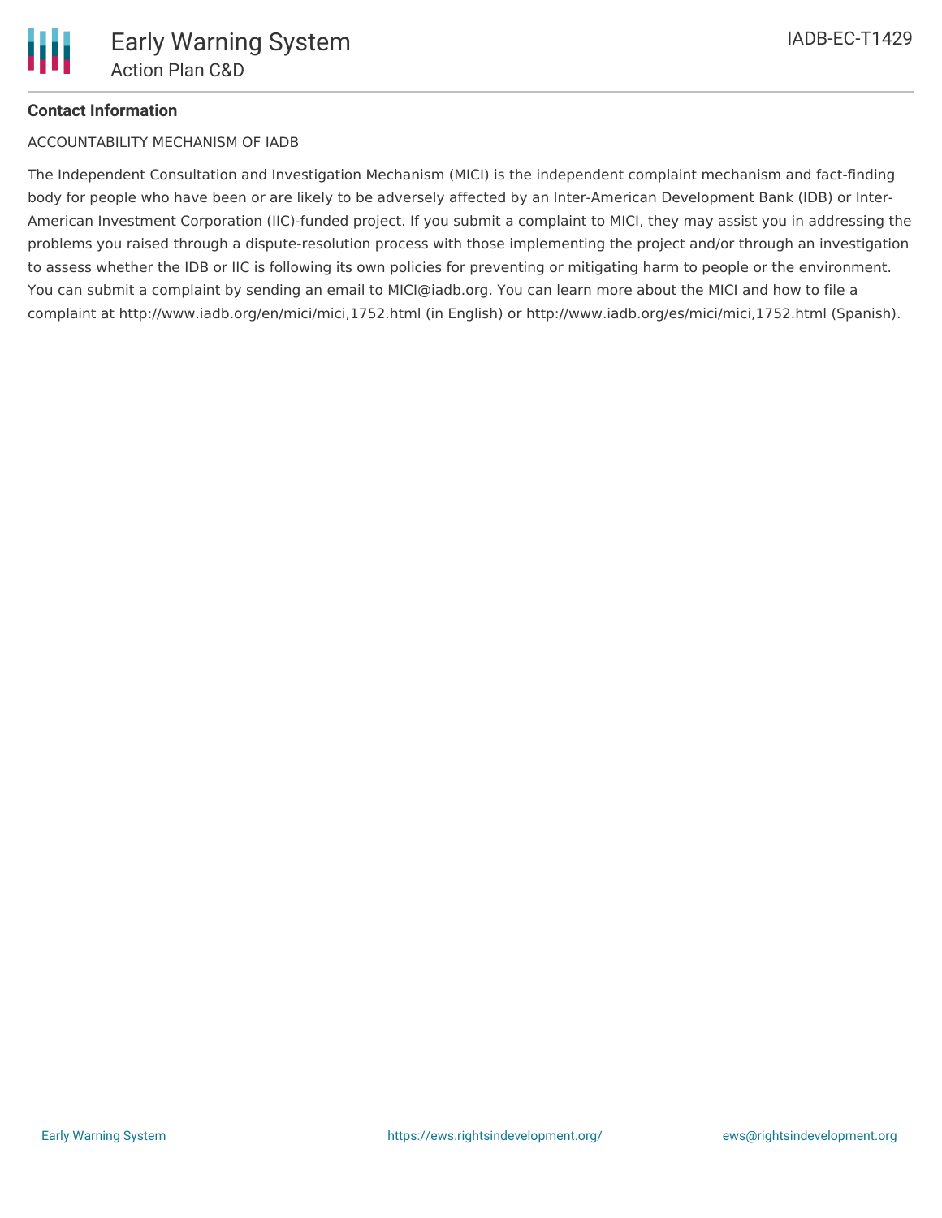**Contact Information**

ACCOUNTABILITY MECHANISM OF IADB

The Independent Consultation and Investigation Mechanism (MICI) is the independent complaint mechanism and fact-finding body for people who have been or are likely to be adversely affected by an Inter-American Development Bank (IDB) or Inter-American Investment Corporation (IIC)-funded project. If you submit a complaint to MICI, they may assist you in addressing the problems you raised through a dispute-resolution process with those implementing the project and/or through an investigation to assess whether the IDB or IIC is following its own policies for preventing or mitigating harm to people or the environment. You can submit a complaint by sending an email to MICI@iadb.org. You can learn more about the MICI and how to file a complaint at http://www.iadb.org/en/mici/mici,1752.html (in English) or http://www.iadb.org/es/mici/mici,1752.html (Spanish).